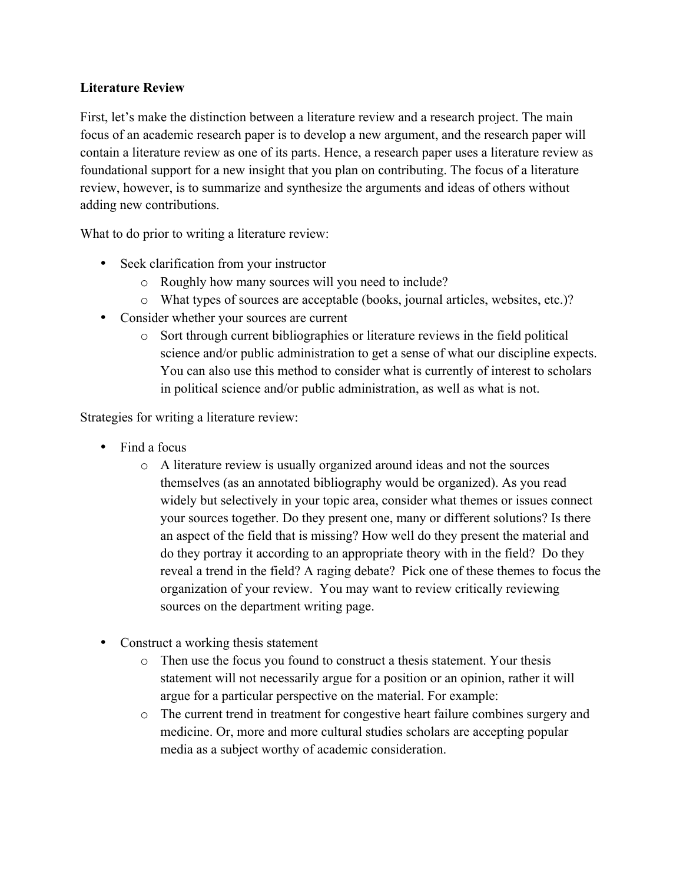**Literature Review**

First, let's make the distinction between a literature review and a research project. The main focus of an academic research paper is to develop a new argument, and the research paper will contain a literature review as one of its parts. Hence, a research paper uses a literature review as foundational support for a new insight that you plan on contributing. The focus of a literature review, however, is to summarize and synthesize the arguments and ideas of others without adding new contributions.

What to do prior to writing a literature review:

- Seek clarification from your instructor
  - Roughly how many sources will you need to include?
  - What types of sources are acceptable (books, journal articles, websites, etc.)?
- Consider whether your sources are current
  - Sort through current bibliographies or literature reviews in the field political science and/or public administration to get a sense of what our discipline expects. You can also use this method to consider what is currently of interest to scholars in political science and/or public administration, as well as what is not.

Strategies for writing a literature review:

- Find a focus
  - A literature review is usually organized around ideas and not the sources themselves (as an annotated bibliography would be organized). As you read widely but selectively in your topic area, consider what themes or issues connect your sources together. Do they present one, many or different solutions? Is there an aspect of the field that is missing? How well do they present the material and do they portray it according to an appropriate theory with in the field? Do they reveal a trend in the field? A raging debate? Pick one of these themes to focus the organization of your review. You may want to review critically reviewing sources on the department writing page.

- Construct a working thesis statement
  - Then use the focus you found to construct a thesis statement. Your thesis statement will not necessarily argue for a position or an opinion, rather it will argue for a particular perspective on the material. For example:
  - The current trend in treatment for congestive heart failure combines surgery and medicine. Or, more and more cultural studies scholars are accepting popular media as a subject worthy of academic consideration.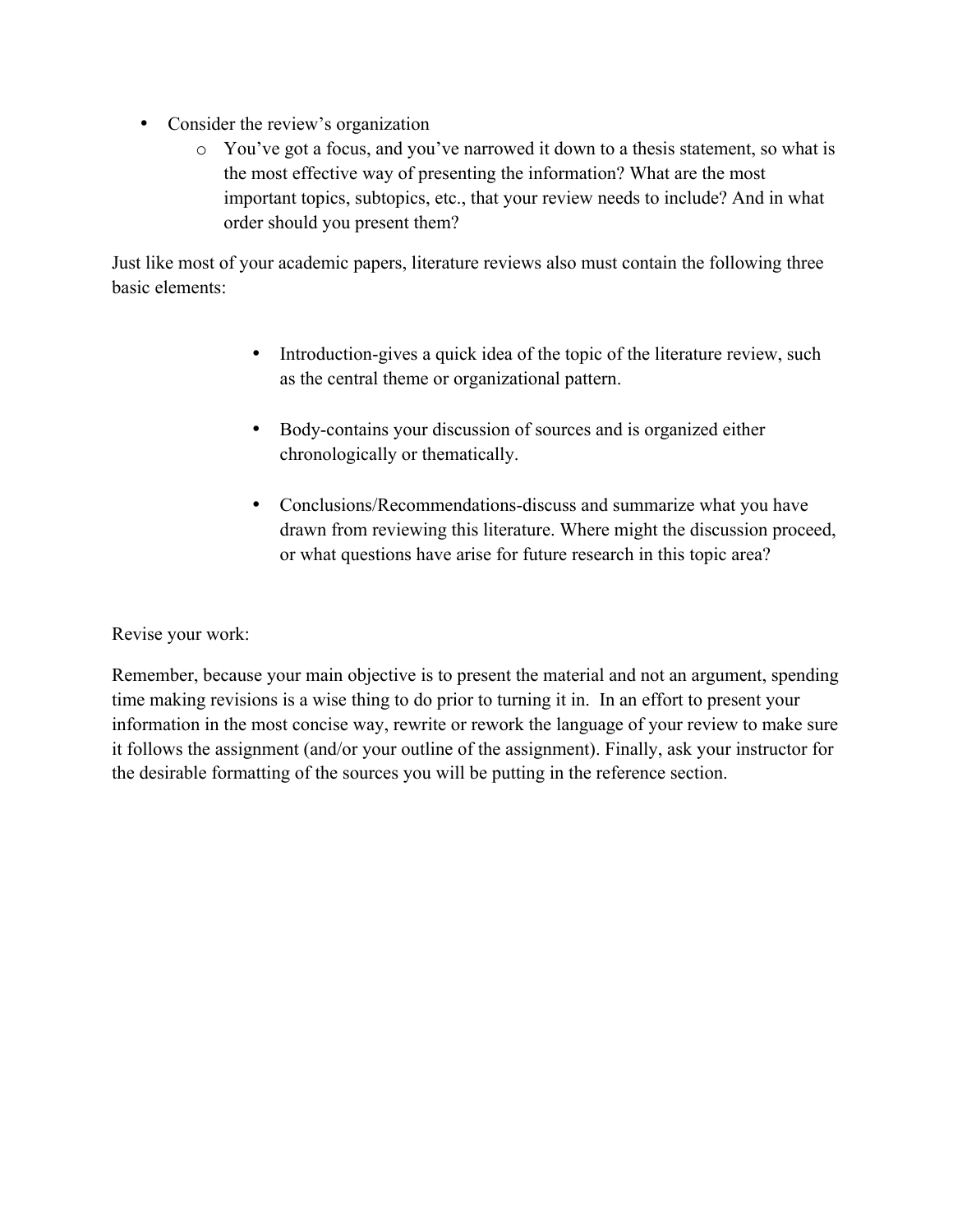- Consider the review's organization
  - You've got a focus, and you've narrowed it down to a thesis statement, so what is the most effective way of presenting the information? What are the most important topics, subtopics, etc., that your review needs to include? And in what order should you present them?

Just like most of your academic papers, literature reviews also must contain the following three basic elements:

- Introduction-gives a quick idea of the topic of the literature review, such as the central theme or organizational pattern.

- Body-contains your discussion of sources and is organized either chronologically or thematically.

- Conclusions/Recommendations-discuss and summarize what you have drawn from reviewing this literature. Where might the discussion proceed, or what questions have arise for future research in this topic area?

Revise your work:

Remember, because your main objective is to present the material and not an argument, spending time making revisions is a wise thing to do prior to turning it in. In an effort to present your information in the most concise way, rewrite or rework the language of your review to make sure it follows the assignment (and/or your outline of the assignment). Finally, ask your instructor for the desirable formatting of the sources you will be putting in the reference section.